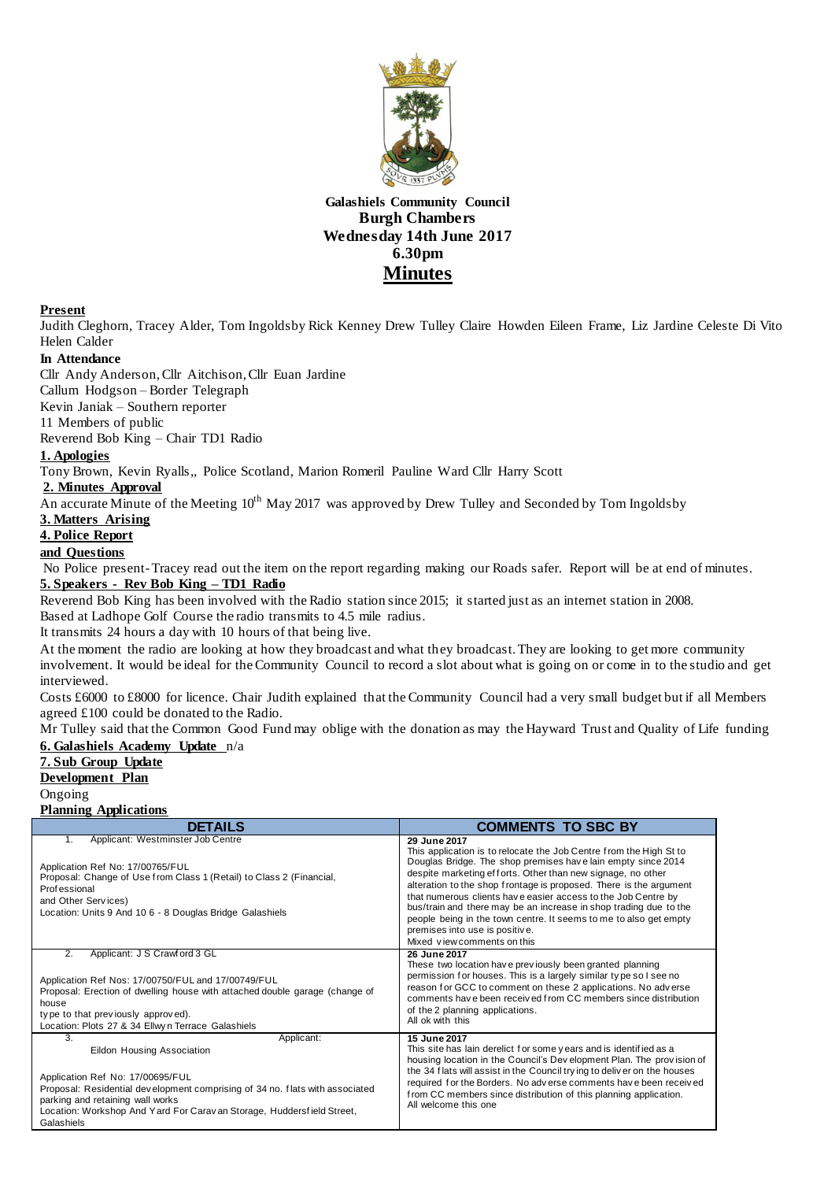**Galashiels Community Council**
**Burgh Chambers**
**Wednesday 14th June 2017**
**6.30pm**

# Minutes

**Present**

Judith Cleghorn, Tracey Alder, Tom Ingoldsby Rick Kenney Drew Tulley Claire Howden Eileen Frame, Liz Jardine Celeste Di Vito Helen Calder

**In Attendance**

Cllr Andy Anderson, Cllr Aitchison, Cllr Euan Jardine
Callum Hodgson – Border Telegraph
Kevin Janiak – Southern reporter
11 Members of public
Reverend Bob King – Chair TD1 Radio

**1. Apologies**

Tony Brown, Kevin Ryalls,, Police Scotland, Marion Romeril Pauline Ward Cllr Harry Scott

**2. Minutes Approval**

An accurate Minute of the Meeting 10th May 2017 was approved by Drew Tulley and Seconded by Tom Ingoldsby

**3. Matters Arising**

**4. Police Report**

**and Questions**

No Police present- Tracey read out the item on the report regarding making our Roads safer. Report will be at end of minutes.

**5. Speakers - Rev Bob King – TD1 Radio**

Reverend Bob King has been involved with the Radio station since 2015; it started just as an internet station in 2008.
Based at Ladhope Golf Course the radio transmits to 4.5 mile radius.
It transmits 24 hours a day with 10 hours of that being live.
At the moment the radio are looking at how they broadcast and what they broadcast. They are looking to get more community involvement. It would be ideal for the Community Council to record a slot about what is going on or come in to the studio and get interviewed.
Costs £6000 to £8000 for licence. Chair Judith explained that the Community Council had a very small budget but if all Members agreed £100 could be donated to the Radio.
Mr Tulley said that the Common Good Fund may oblige with the donation as may the Hayward Trust and Quality of Life funding

**6. Galashiels Academy Update** n/a

**7. Sub Group Update**

**Development Plan**

Ongoing

**Planning Applications**

| DETAILS | COMMENTS TO SBC BY |
|---|---|
| 1. Applicant: Westminster Job Centre<br><br>Application Ref No: 17/00765/FUL<br>Proposal: Change of Use from Class 1 (Retail) to Class 2 (Financial, Professional and Other Services)<br>Location: Units 9 And 10 6 - 8 Douglas Bridge Galashiels | **29 June 2017**<br>This application is to relocate the Job Centre from the High St to Douglas Bridge. The shop premises have lain empty since 2014 despite marketing efforts. Other than new signage, no other alteration to the shop frontage is proposed. There is the argument that numerous clients have easier access to the Job Centre by bus/train and there may be an increase in shop trading due to the people being in the town centre. It seems to me to also get empty premises into use is positive.<br>Mixed view comments on this |
| 2. Applicant: J S Crawford 3 GL<br><br>Application Ref Nos: 17/00750/FUL and 17/00749/FUL<br>Proposal: Erection of dwelling house with attached double garage (change of house type to that previously approved).<br>Location: Plots 27 & 34 Ellwyn Terrace Galashiels | **26 June 2017**<br>These two location have previously been granted planning permission for houses. This is a largely similar type so I see no reason for GCC to comment on these 2 applications. No adverse comments have been received from CC members since distribution of the 2 planning applications.<br>All ok with this |
| 3. Applicant: Eildon Housing Association<br><br>Application Ref No: 17/00695/FUL<br>Proposal: Residential development comprising of 34 no. flats with associated parking and retaining wall works<br>Location: Workshop And Yard For Caravan Storage, Huddersfield Street, Galashiels | **15 June 2017**<br>This site has lain derelict for some years and is identified as a housing location in the Council's Development Plan. The provision of the 34 flats will assist in the Council trying to deliver on the houses required for the Borders. No adverse comments have been received from CC members since distribution of this planning application.<br>All welcome this one |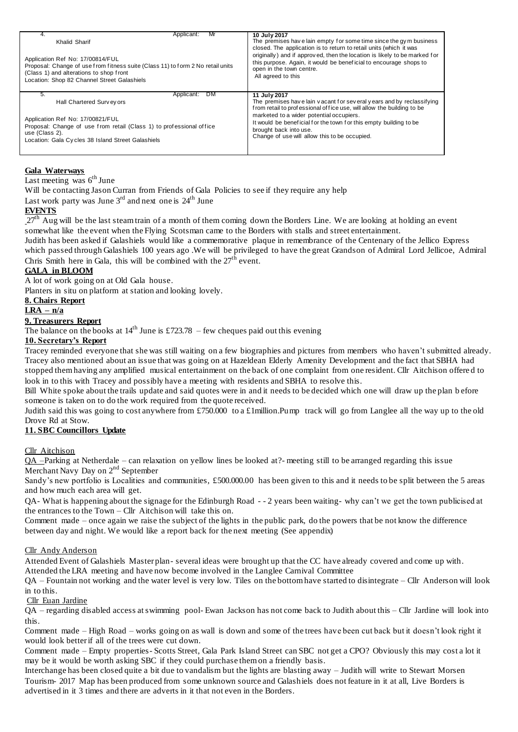| | |
|---|---|
| 4. Applicant: Mr Khalid Sharif<br><br>Application Ref No: 17/00814/FUL<br>Proposal: Change of use from fitness suite (Class 11) to form 2 No retail units (Class 1) and alterations to shop front<br>Location: Shop 82 Channel Street Galashiels | **10 July 2017**<br>The premises have lain empty for some time since the gym business closed. The application is to return to retail units (which it was originally) and if approved, then the location is likely to be marked for this purpose. Again, it would be beneficial to encourage shops to open in the town centre.<br>All agreed to this |
| 5. Applicant: DM Hall Chartered Surveyors<br><br>Application Ref No: 17/00821/FUL<br>Proposal: Change of use from retail (Class 1) to professional office use (Class 2).<br>Location: Gala Cycles 38 Island Street Galashiels | **11 July 2017**<br>The premises have lain vacant for several years and by reclassifying from retail to professional office use, will allow the building to be marketed to a wider potential occupiers.<br>It would be beneficial for the town for this empty building to be brought back into use.<br>Change of use will allow this to be occupied. |

**Gala Waterways**

Last meeting was 6th June

Will be contacting Jason Curran from Friends of Gala Policies to see if they require any help

Last work party was June 3rd and next one is 24th June

**EVENTS**

27th Aug will be the last steam train of a month of them coming down the Borders Line. We are looking at holding an event somewhat like the event when the Flying Scotsman came to the Borders with stalls and street entertainment.

Judith has been asked if Galashiels would like a commemorative plaque in remembrance of the Centenary of the Jellico Express which passed through Galashiels 100 years ago .We will be privileged to have the great Grandson of Admiral Lord Jellicoe, Admiral Chris Smith here in Gala, this will be combined with the 27th event.

**GALA in BLOOM**

A lot of work going on at Old Gala house.

Planters in situ on platform at station and looking lovely.

**8. Chairs Report**

**LRA – n/a**

**9. Treasurers Report**

The balance on the books at 14th June is £723.78 – few cheques paid out this evening

**10. Secretary's Report**

Tracey reminded everyone that she was still waiting on a few biographies and pictures from members who haven't submitted already. Tracey also mentioned about an issue that was going on at Hazeldean Elderly Amenity Development and the fact that SBHA had stopped them having any amplified musical entertainment on the back of one complaint from one resident. Cllr Aitchison offered to look in to this with Tracey and possibly have a meeting with residents and SBHA to resolve this.

Bill White spoke about the trails update and said quotes were in and it needs to be decided which one will draw up the plan before someone is taken on to do the work required from the quote received.

Judith said this was going to cost anywhere from £750.000 to a £1million.Pump track will go from Langlee all the way up to the old Drove Rd at Stow.

**11. SBC Councillors Update**

Cllr Aitchison

QA –Parking at Netherdale – can relaxation on yellow lines be looked at?- meeting still to be arranged regarding this issue

Merchant Navy Day on 2nd September

Sandy's new portfolio is Localities and communities, £500.000.00 has been given to this and it needs to be split between the 5 areas and how much each area will get.

QA- What is happening about the signage for the Edinburgh Road - - 2 years been waiting- why can't we get the town publicised at the entrances to the Town – Cllr Aitchison will take this on.

Comment made – once again we raise the subject of the lights in the public park, do the powers that be not know the difference between day and night. We would like a report back for the next meeting (See appendix)

Cllr Andy Anderson

Attended Event of Galashiels Masterplan- several ideas were brought up that the CC have already covered and come up with.

Attended the LRA meeting and have now become involved in the Langlee Carnival Committee

QA – Fountain not working and the water level is very low. Tiles on the bottom have started to disintegrate – Cllr Anderson will look in to this.

Cllr Euan Jardine

QA – regarding disabled access at swimming pool- Ewan Jackson has not come back to Judith about this – Cllr Jardine will look into this.

Comment made – High Road – works going on as wall is down and some of the trees have been cut back but it doesn't look right it would look better if all of the trees were cut down.

Comment made – Empty properties- Scotts Street, Gala Park Island Street can SBC not get a CPO? Obviously this may cost a lot it may be it would be worth asking SBC if they could purchase them on a friendly basis.

Interchange has been closed quite a bit due to vandalism but the lights are blasting away – Judith will write to Stewart Morsen

Tourism- 2017 Map has been produced from some unknown source and Galashiels does not feature in it at all, Live Borders is advertised in it 3 times and there are adverts in it that not even in the Borders.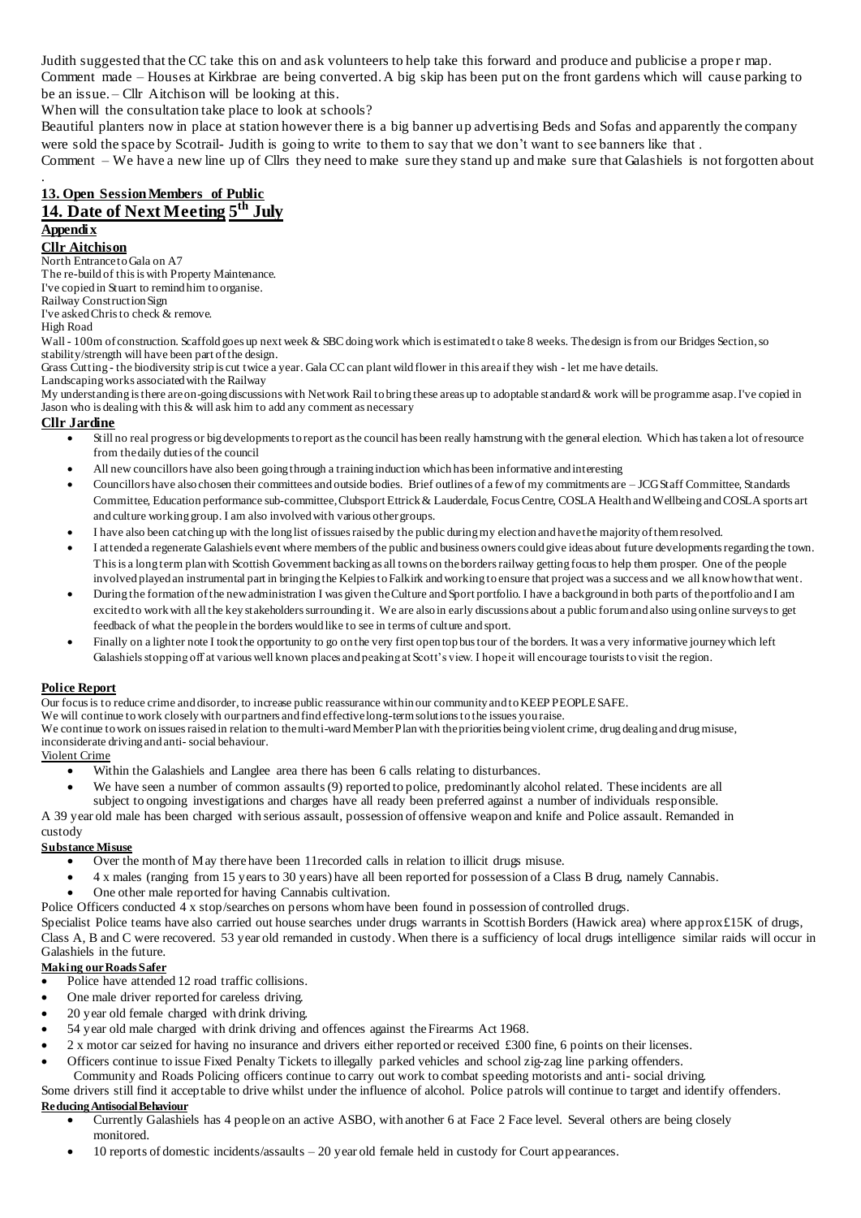Judith suggested that the CC take this on and ask volunteers to help take this forward and produce and publicise a proper map.
Comment made – Houses at Kirkbrae are being converted. A big skip has been put on the front gardens which will cause parking to be an issue. – Cllr Aitchison will be looking at this.
When will the consultation take place to look at schools?
Beautiful planters now in place at station however there is a big banner up advertising Beds and Sofas and apparently the company were sold the space by Scotrail- Judith is going to write to them to say that we don't want to see banners like that.
Comment – We have a new line up of Cllrs they need to make sure they stand up and make sure that Galashiels is not forgotten about
.

## 13. Open Session Members of Public

## 14. Date of Next Meeting 5th July

### Appendix

### Cllr Aitchison

North Entrance to Gala on A7
The re-build of this is with Property Maintenance.
I've copied in Stuart to remind him to organise.
Railway Construction Sign
I've asked Chris to check & remove.
High Road
Wall - 100m of construction. Scaffold goes up next week & SBC doing work which is estimated to take 8 weeks. The design is from our Bridges Section, so stability/strength will have been part of the design.
Grass Cutting - the biodiversity strip is cut twice a year. Gala CC can plant wild flower in this area if they wish - let me have details.
Landscaping works associated with the Railway
My understanding is there are on-going discussions with Network Rail to bring these areas up to adoptable standard & work will be programme asap. I've copied in Jason who is dealing with this & will ask him to add any comment as necessary

### Cllr Jardine

- Still no real progress or big developments to report as the council has been really hamstrung with the general election. Which has taken a lot of resource from the daily duties of the council
- All new councillors have also been going through a training induction which has been informative and interesting
- Councillors have also chosen their committees and outside bodies. Brief outlines of a few of my commitments are – JCG Staff Committee, Standards Committee, Education performance sub-committee, Clubsport Ettrick & Lauderdale, Focus Centre, COSLA Health and Wellbeing and COSLA sports art and culture working group. I am also involved with various other groups.
- I have also been catching up with the long list of issues raised by the public during my election and have the majority of them resolved.
- I attended a regenerate Galashiels event where members of the public and business owners could give ideas about future developments regarding the town. This is a long term plan with Scottish Government backing as all towns on the borders railway getting focus to help them prosper. One of the people involved played an instrumental part in bringing the Kelpies to Falkirk and working to ensure that project was a success and we all know how that went.
- During the formation of the new administration I was given the Culture and Sport portfolio. I have a background in both parts of the portfolio and I am excited to work with all the key stakeholders surrounding it. We are also in early discussions about a public forum and also using online surveys to get feedback of what the people in the borders would like to see in terms of culture and sport.
- Finally on a lighter note I took the opportunity to go on the very first open top bus tour of the borders. It was a very informative journey which left Galashiels stopping off at various well known places and peaking at Scott's view. I hope it will encourage tourists to visit the region.

### Police Report

Our focus is to reduce crime and disorder, to increase public reassurance within our community and to KEEP PEOPLE SAFE.
We will continue to work closely with our partners and find effective long-term solutions to the issues you raise.
We continue to work on issues raised in relation to the multi-ward Member Plan with the priorities being violent crime, drug dealing and drug misuse, inconsiderate driving and anti- social behaviour.

Violent Crime

- Within the Galashiels and Langlee area there has been 6 calls relating to disturbances.
- We have seen a number of common assaults (9) reported to police, predominantly alcohol related. These incidents are all subject to ongoing investigations and charges have all ready been preferred against a number of individuals responsible.

A 39 year old male has been charged with serious assault, possession of offensive weapon and knife and Police assault. Remanded in custody

**Substance Misuse**

- Over the month of May there have been 11recorded calls in relation to illicit drugs misuse.
- 4 x males (ranging from 15 years to 30 years) have all been reported for possession of a Class B drug, namely Cannabis.
- One other male reported for having Cannabis cultivation.

Police Officers conducted 4 x stop/searches on persons whom have been found in possession of controlled drugs.
Specialist Police teams have also carried out house searches under drugs warrants in Scottish Borders (Hawick area) where approx £15K of drugs, Class A, B and C were recovered. 53 year old remanded in custody. When there is a sufficiency of local drugs intelligence similar raids will occur in Galashiels in the future.

**Making our Roads Safer**

- Police have attended 12 road traffic collisions.
- One male driver reported for careless driving.
- 20 year old female charged with drink driving.
- 54 year old male charged with drink driving and offences against the Firearms Act 1968.
- 2 x motor car seized for having no insurance and drivers either reported or received £300 fine, 6 points on their licenses.
- Officers continue to issue Fixed Penalty Tickets to illegally parked vehicles and school zig-zag line parking offenders.
  Community and Roads Policing officers continue to carry out work to combat speeding motorists and anti- social driving.

Some drivers still find it acceptable to drive whilst under the influence of alcohol. Police patrols will continue to target and identify offenders.

**Reducing Antisocial Behaviour**

- Currently Galashiels has 4 people on an active ASBO, with another 6 at Face 2 Face level. Several others are being closely monitored.
- 10 reports of domestic incidents/assaults – 20 year old female held in custody for Court appearances.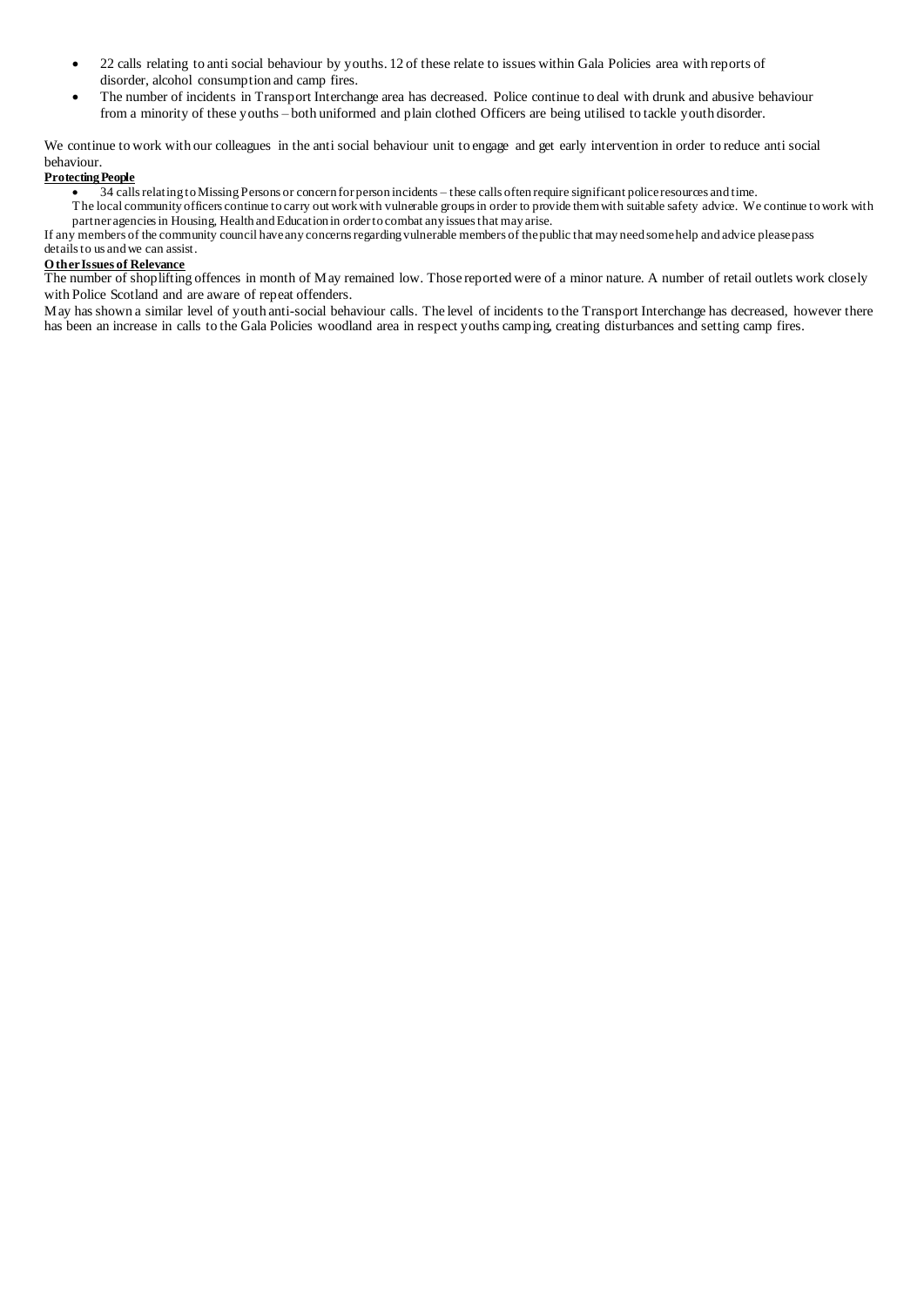- 22 calls relating to anti social behaviour by youths. 12 of these relate to issues within Gala Policies area with reports of disorder, alcohol consumption and camp fires.
- The number of incidents in Transport Interchange area has decreased. Police continue to deal with drunk and abusive behaviour from a minority of these youths – both uniformed and plain clothed Officers are being utilised to tackle youth disorder.

We continue to work with our colleagues in the anti social behaviour unit to engage and get early intervention in order to reduce anti social behaviour.

**Protecting People**

- 34 calls relating to Missing Persons or concern for person incidents – these calls often require significant police resources and time.

The local community officers continue to carry out work with vulnerable groups in order to provide them with suitable safety advice. We continue to work with partner agencies in Housing, Health and Education in order to combat any issues that may arise.

If any members of the community council have any concerns regarding vulnerable members of the public that may need some help and advice please pass details to us and we can assist.

**Other Issues of Relevance**

The number of shoplifting offences in month of May remained low. Those reported were of a minor nature. A number of retail outlets work closely with Police Scotland and are aware of repeat offenders.

May has shown a similar level of youth anti-social behaviour calls. The level of incidents to the Transport Interchange has decreased, however there has been an increase in calls to the Gala Policies woodland area in respect youths camping, creating disturbances and setting camp fires.